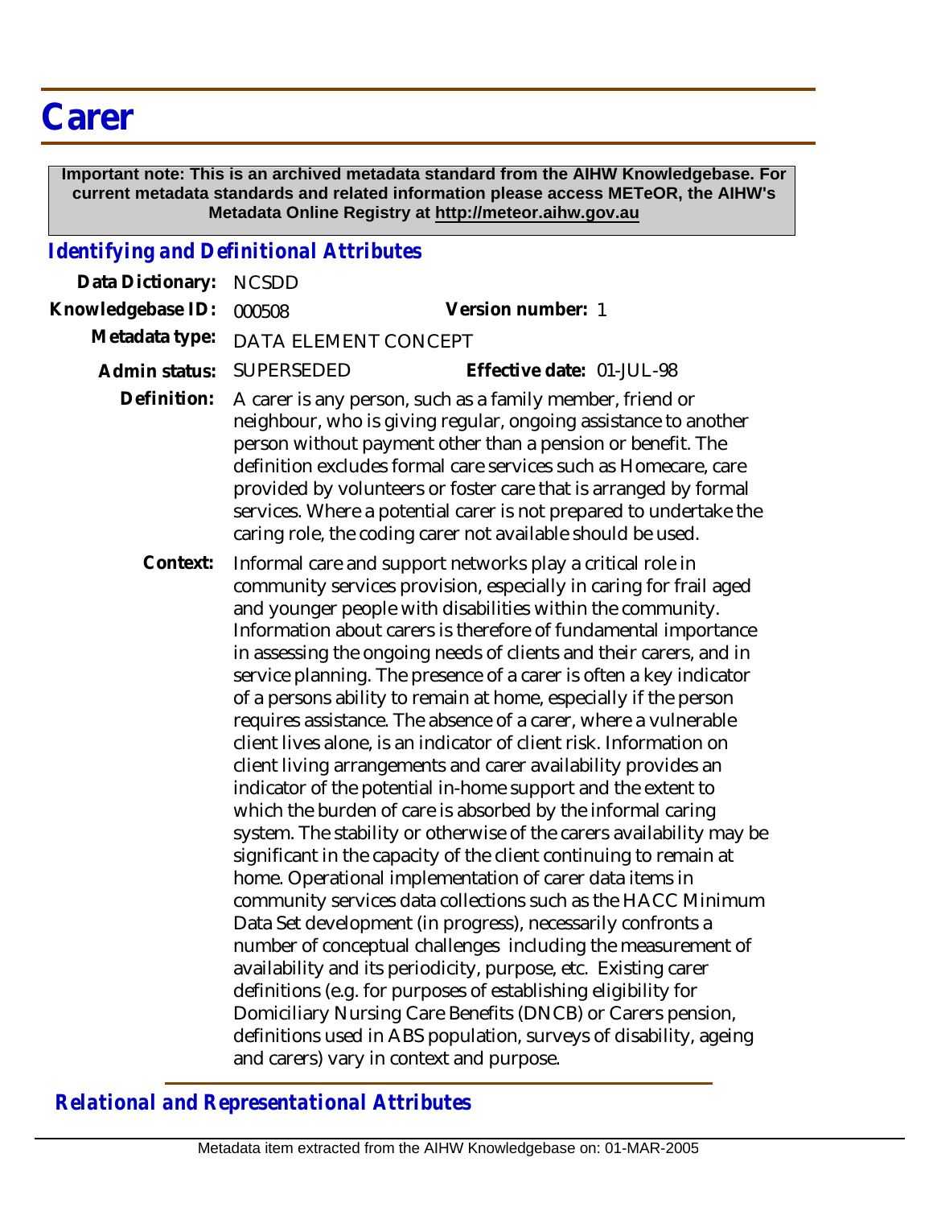# Carer

**Important note: This is an archived metadata standard from the AIHW Knowledgebase. For current metadata standards and related information please access METeOR, the AIHW's Metadata Online Registry at http://meteor.aihw.gov.au**

## *Identifying and Definitional Attributes*

**Data Dictionary:** NCSDD

**Knowledgebase ID:** 000508 **Version number:** 1

**Metadata type:** DATA ELEMENT CONCEPT

**Admin status:** SUPERSEDED **Effective date:** 01-JUL-98

**Definition:** A carer is any person, such as a family member, friend or neighbour, who is giving regular, ongoing assistance to another person without payment other than a pension or benefit. The definition excludes formal care services such as Homecare, care provided by volunteers or foster care that is arranged by formal services. Where a potential carer is not prepared to undertake the caring role, the coding carer not available should be used.

**Context:** Informal care and support networks play a critical role in community services provision, especially in caring for frail aged and younger people with disabilities within the community. Information about carers is therefore of fundamental importance in assessing the ongoing needs of clients and their carers, and in service planning. The presence of a carer is often a key indicator of a persons ability to remain at home, especially if the person requires assistance. The absence of a carer, where a vulnerable client lives alone, is an indicator of client risk. Information on client living arrangements and carer availability provides an indicator of the potential in-home support and the extent to which the burden of care is absorbed by the informal caring system. The stability or otherwise of the carers availability may be significant in the capacity of the client continuing to remain at home. Operational implementation of carer data items in community services data collections such as the HACC Minimum Data Set development (in progress), necessarily confronts a number of conceptual challenges including the measurement of availability and its periodicity, purpose, etc. Existing carer definitions (e.g. for purposes of establishing eligibility for Domiciliary Nursing Care Benefits (DNCB) or Carers pension, definitions used in ABS population, surveys of disability, ageing and carers) vary in context and purpose.

## *Relational and Representational Attributes*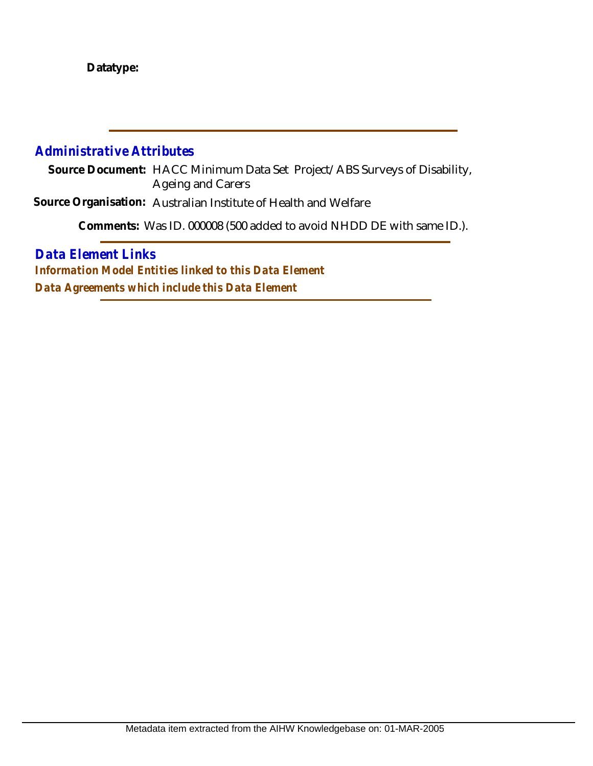**Datatype:**

## Administrative Attributes

**Source Document:** HACC Minimum Data Set Project/ABS Surveys of Disability, Ageing and Carers

**Source Organisation:** Australian Institute of Health and Welfare

**Comments:** Was ID. 000008 (500 added to avoid NHDD DE with same ID.).

## Data Element Links

***Information Model Entities linked to this Data Element***

***Data Agreements which include this Data Element***

Metadata item extracted from the AIHW Knowledgebase on: 01-MAR-2005